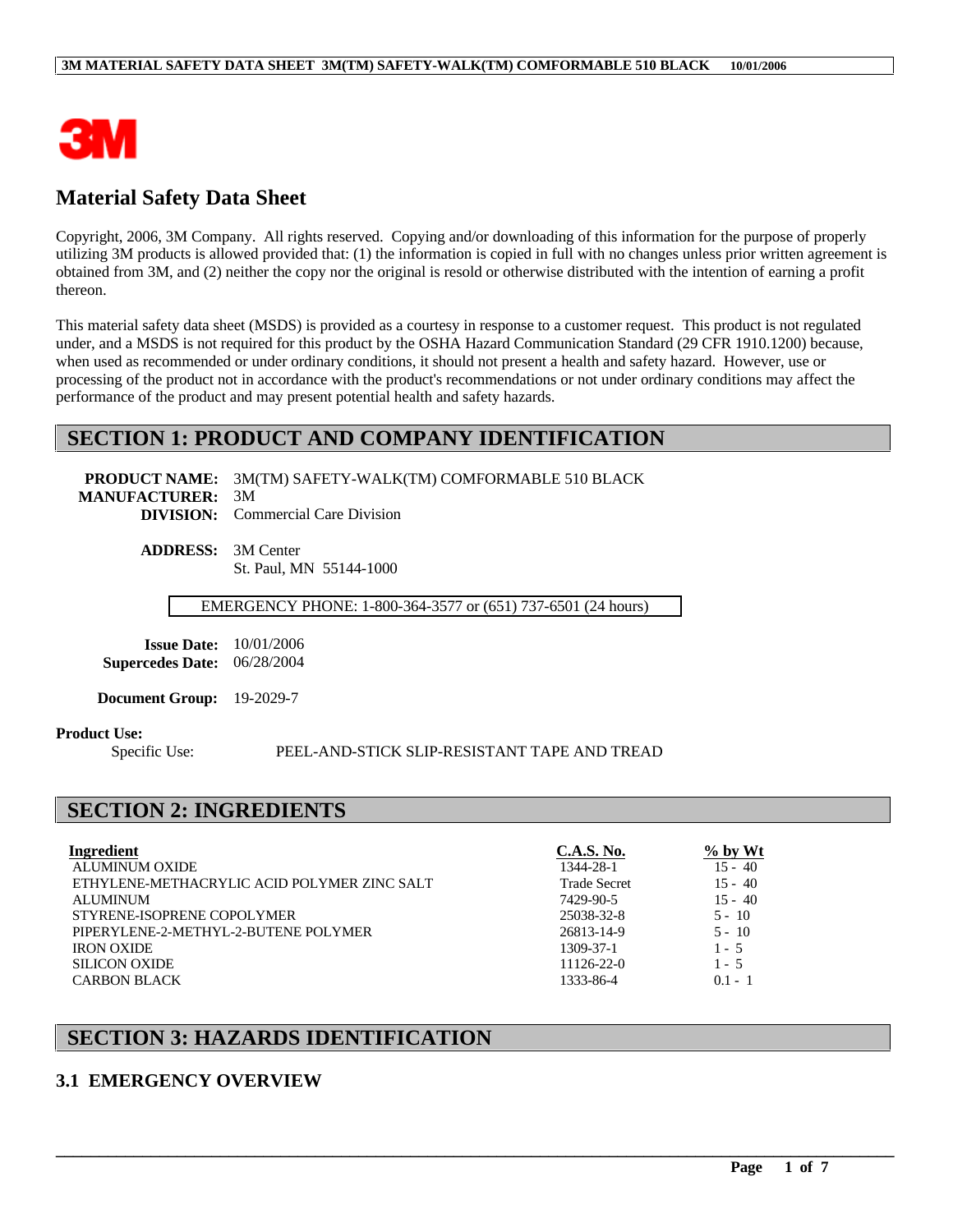3M

# Material Safety Data Sheet

Copyright, 2006, 3M Company. All rights reserved. Copying and/or downloading of this information for the purpose of properly utilizing 3M products is allowed provided that: (1) the information is copied in full with no changes unless prior written agreement is obtained from 3M, and (2) neither the copy nor the original is resold or otherwise distributed with the intention of earning a profit thereon.

This material safety data sheet (MSDS) is provided as a courtesy in response to a customer request. This product is not regulated under, and a MSDS is not required for this product by the OSHA Hazard Communication Standard (29 CFR 1910.1200) because, when used as recommended or under ordinary conditions, it should not present a health and safety hazard. However, use or processing of the product not in accordance with the product's recommendations or not under ordinary conditions may affect the performance of the product and may present potential health and safety hazards.

## SECTION 1: PRODUCT AND COMPANY IDENTIFICATION

**PRODUCT NAME:** 3M(TM) SAFETY-WALK(TM) COMFORMABLE 510 BLACK
**MANUFACTURER:** 3M
**DIVISION:** Commercial Care Division

**ADDRESS:** 3M Center
St. Paul, MN 55144-1000

EMERGENCY PHONE: 1-800-364-3577 or (651) 737-6501 (24 hours)

**Issue Date:** 10/01/2006
**Supercedes Date:** 06/28/2004

**Document Group:** 19-2029-7

**Product Use:**

Specific Use: PEEL-AND-STICK SLIP-RESISTANT TAPE AND TREAD

## SECTION 2: INGREDIENTS

| Ingredient | C.A.S. No. | % by Wt |
|---|---|---|
| ALUMINUM OXIDE | 1344-28-1 | 15 - 40 |
| ETHYLENE-METHACRYLIC ACID POLYMER ZINC SALT | Trade Secret | 15 - 40 |
| ALUMINUM | 7429-90-5 | 15 - 40 |
| STYRENE-ISOPRENE COPOLYMER | 25038-32-8 | 5 - 10 |
| PIPERYLENE-2-METHYL-2-BUTENE POLYMER | 26813-14-9 | 5 - 10 |
| IRON OXIDE | 1309-37-1 | 1 - 5 |
| SILICON OXIDE | 11126-22-0 | 1 - 5 |
| CARBON BLACK | 1333-86-4 | 0.1 - 1 |

## SECTION 3: HAZARDS IDENTIFICATION

### 3.1 EMERGENCY OVERVIEW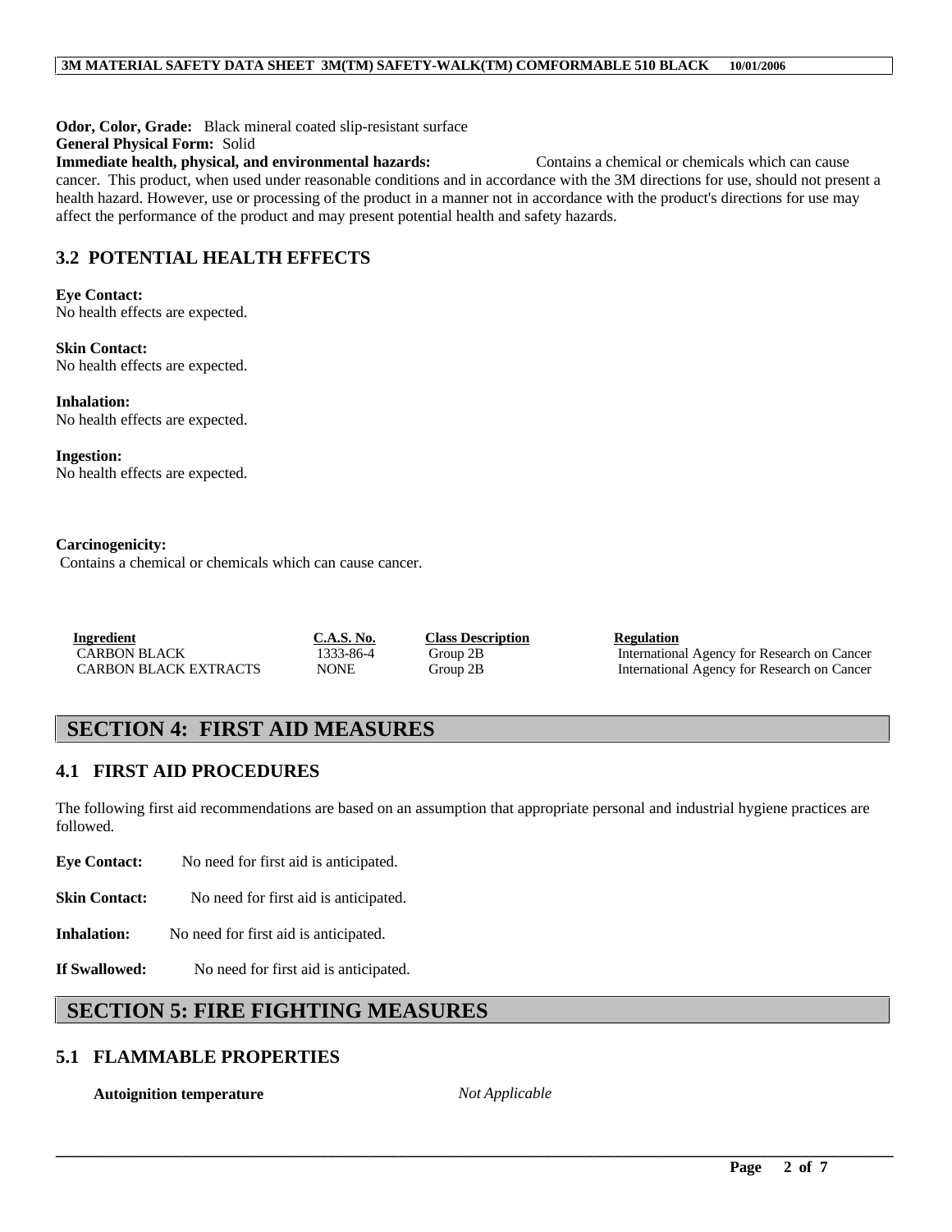**Odor, Color, Grade:** Black mineral coated slip-resistant surface
**General Physical Form:** Solid
**Immediate health, physical, and environmental hazards:** Contains a chemical or chemicals which can cause cancer. This product, when used under reasonable conditions and in accordance with the 3M directions for use, should not present a health hazard. However, use or processing of the product in a manner not in accordance with the product's directions for use may affect the performance of the product and may present potential health and safety hazards.

## 3.2 POTENTIAL HEALTH EFFECTS

**Eye Contact:**
No health effects are expected.

**Skin Contact:**
No health effects are expected.

**Inhalation:**
No health effects are expected.

**Ingestion:**
No health effects are expected.

**Carcinogenicity:**
Contains a chemical or chemicals which can cause cancer.

| Ingredient | C.A.S. No. | Class Description | Regulation |
|---|---|---|---|
| CARBON BLACK | 1333-86-4 | Group 2B | International Agency for Research on Cancer |
| CARBON BLACK EXTRACTS | NONE | Group 2B | International Agency for Research on Cancer |

# SECTION 4: FIRST AID MEASURES

## 4.1 FIRST AID PROCEDURES

The following first aid recommendations are based on an assumption that appropriate personal and industrial hygiene practices are followed.

**Eye Contact:** No need for first aid is anticipated.

**Skin Contact:** No need for first aid is anticipated.

**Inhalation:** No need for first aid is anticipated.

**If Swallowed:** No need for first aid is anticipated.

# SECTION 5: FIRE FIGHTING MEASURES

## 5.1 FLAMMABLE PROPERTIES

**Autoignition temperature** *Not Applicable*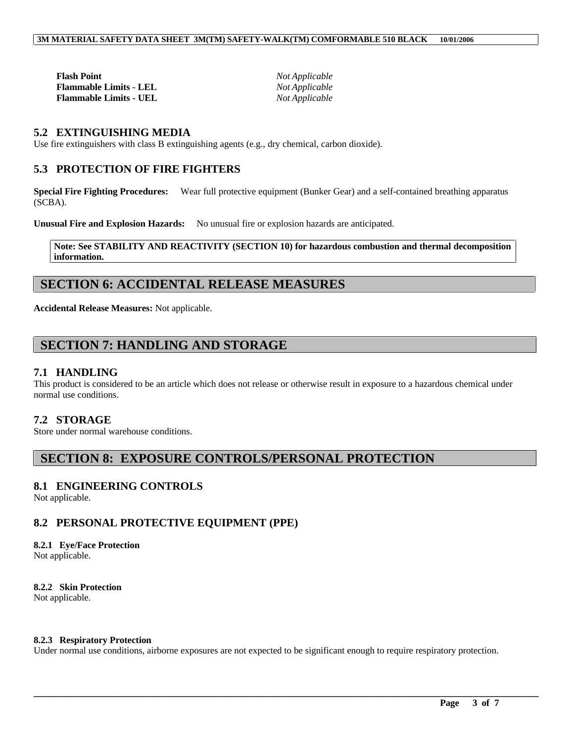| | |
|---|---|
| **Flash Point** | *Not Applicable* |
| **Flammable Limits - LEL** | *Not Applicable* |
| **Flammable Limits - UEL** | *Not Applicable* |

### 5.2 EXTINGUISHING MEDIA

Use fire extinguishers with class B extinguishing agents (e.g., dry chemical, carbon dioxide).

### 5.3 PROTECTION OF FIRE FIGHTERS

**Special Fire Fighting Procedures:** Wear full protective equipment (Bunker Gear) and a self-contained breathing apparatus (SCBA).

**Unusual Fire and Explosion Hazards:** No unusual fire or explosion hazards are anticipated.

**Note: See STABILITY AND REACTIVITY (SECTION 10) for hazardous combustion and thermal decomposition information.**

## SECTION 6: ACCIDENTAL RELEASE MEASURES

**Accidental Release Measures:** Not applicable.

## SECTION 7: HANDLING AND STORAGE

### 7.1 HANDLING

This product is considered to be an article which does not release or otherwise result in exposure to a hazardous chemical under normal use conditions.

### 7.2 STORAGE

Store under normal warehouse conditions.

## SECTION 8: EXPOSURE CONTROLS/PERSONAL PROTECTION

### 8.1 ENGINEERING CONTROLS

Not applicable.

### 8.2 PERSONAL PROTECTIVE EQUIPMENT (PPE)

#### 8.2.1 Eye/Face Protection

Not applicable.

#### 8.2.2 Skin Protection

Not applicable.

#### 8.2.3 Respiratory Protection

Under normal use conditions, airborne exposures are not expected to be significant enough to require respiratory protection.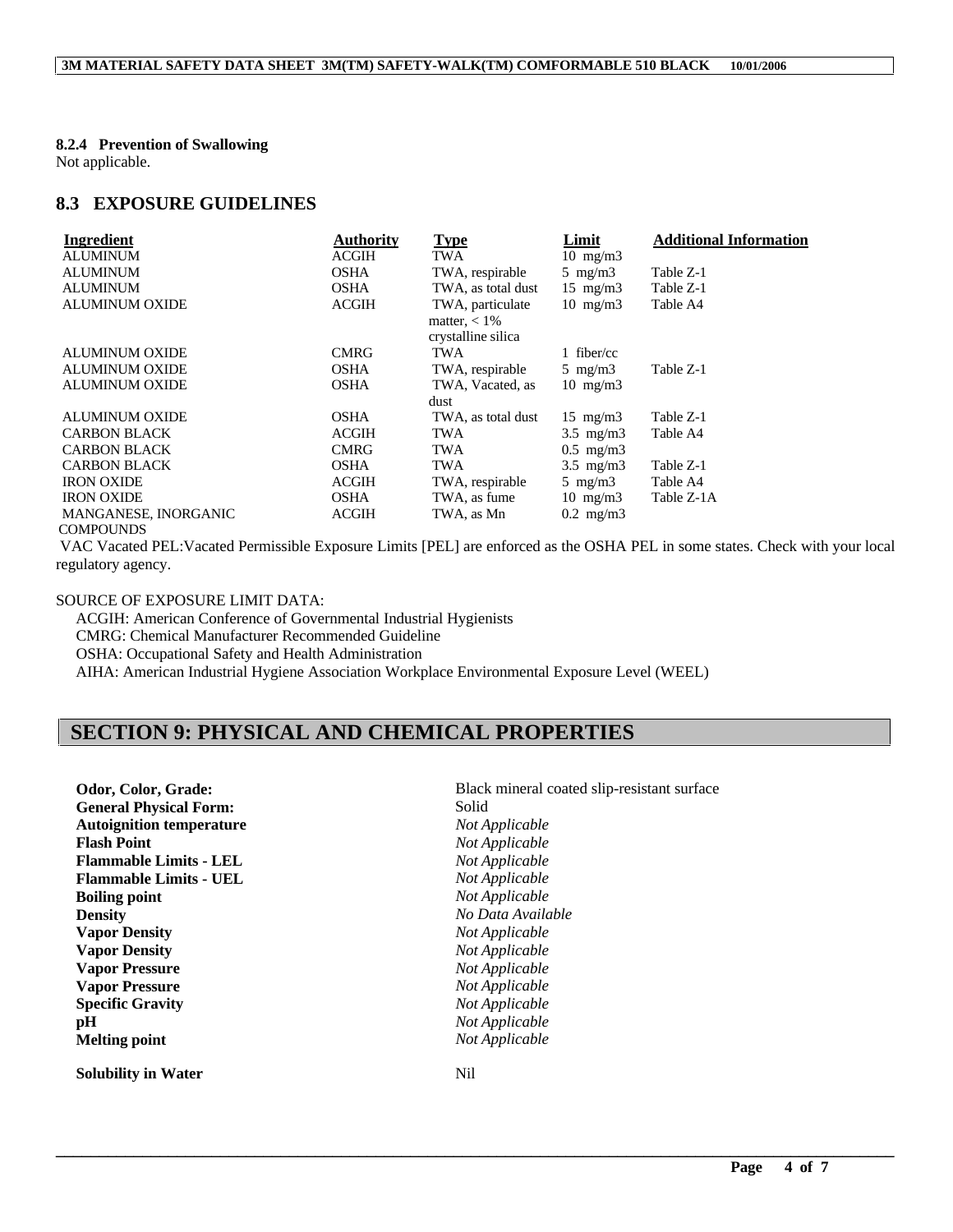#### 8.2.4 Prevention of Swallowing

Not applicable.

## 8.3 EXPOSURE GUIDELINES

| Ingredient | Authority | Type | Limit | Additional Information |
|---|---|---|---|---|
| ALUMINUM | ACGIH | TWA | 10 mg/m3 | |
| ALUMINUM | OSHA | TWA, respirable | 5 mg/m3 | Table Z-1 |
| ALUMINUM | OSHA | TWA, as total dust | 15 mg/m3 | Table Z-1 |
| ALUMINUM OXIDE | ACGIH | TWA, particulate matter, < 1% crystalline silica | 10 mg/m3 | Table A4 |
| ALUMINUM OXIDE | CMRG | TWA | 1 fiber/cc | |
| ALUMINUM OXIDE | OSHA | TWA, respirable | 5 mg/m3 | Table Z-1 |
| ALUMINUM OXIDE | OSHA | TWA, Vacated, as dust | 10 mg/m3 | |
| ALUMINUM OXIDE | OSHA | TWA, as total dust | 15 mg/m3 | Table Z-1 |
| CARBON BLACK | ACGIH | TWA | 3.5 mg/m3 | Table A4 |
| CARBON BLACK | CMRG | TWA | 0.5 mg/m3 | |
| CARBON BLACK | OSHA | TWA | 3.5 mg/m3 | Table Z-1 |
| IRON OXIDE | ACGIH | TWA, respirable | 5 mg/m3 | Table A4 |
| IRON OXIDE | OSHA | TWA, as fume | 10 mg/m3 | Table Z-1A |
| MANGANESE, INORGANIC COMPOUNDS | ACGIH | TWA, as Mn | 0.2 mg/m3 | |

VAC Vacated PEL:Vacated Permissible Exposure Limits [PEL] are enforced as the OSHA PEL in some states. Check with your local regulatory agency.

SOURCE OF EXPOSURE LIMIT DATA:

ACGIH: American Conference of Governmental Industrial Hygienists
CMRG: Chemical Manufacturer Recommended Guideline
OSHA: Occupational Safety and Health Administration
AIHA: American Industrial Hygiene Association Workplace Environmental Exposure Level (WEEL)

# SECTION 9: PHYSICAL AND CHEMICAL PROPERTIES

| | |
|---|---|
| **Odor, Color, Grade:** | Black mineral coated slip-resistant surface |
| **General Physical Form:** | Solid |
| **Autoignition temperature** | *Not Applicable* |
| **Flash Point** | *Not Applicable* |
| **Flammable Limits - LEL** | *Not Applicable* |
| **Flammable Limits - UEL** | *Not Applicable* |
| **Boiling point** | *Not Applicable* |
| **Density** | *No Data Available* |
| **Vapor Density** | *Not Applicable* |
| **Vapor Density** | *Not Applicable* |
| **Vapor Pressure** | *Not Applicable* |
| **Vapor Pressure** | *Not Applicable* |
| **Specific Gravity** | *Not Applicable* |
| **pH** | *Not Applicable* |
| **Melting point** | *Not Applicable* |
| **Solubility in Water** | Nil |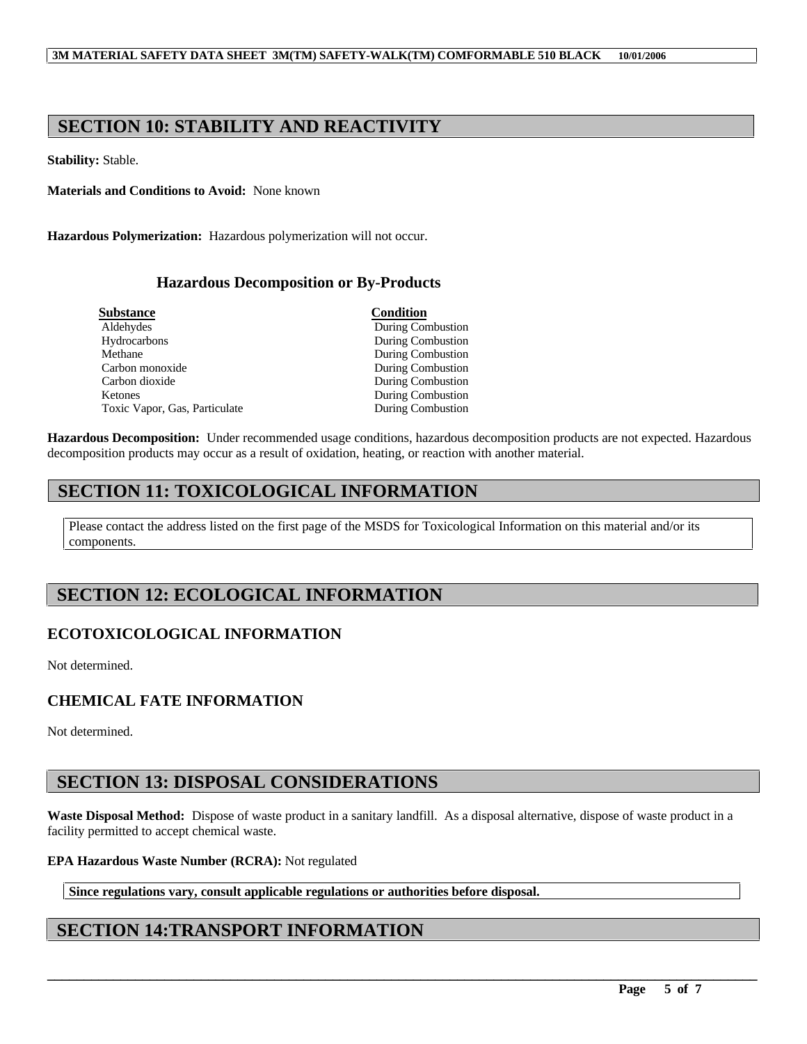## SECTION 10: STABILITY AND REACTIVITY

**Stability:** Stable.

**Materials and Conditions to Avoid:** None known

**Hazardous Polymerization:** Hazardous polymerization will not occur.

### Hazardous Decomposition or By-Products

| Substance | Condition |
| --- | --- |
| Aldehydes | During Combustion |
| Hydrocarbons | During Combustion |
| Methane | During Combustion |
| Carbon monoxide | During Combustion |
| Carbon dioxide | During Combustion |
| Ketones | During Combustion |
| Toxic Vapor, Gas, Particulate | During Combustion |

**Hazardous Decomposition:** Under recommended usage conditions, hazardous decomposition products are not expected. Hazardous decomposition products may occur as a result of oxidation, heating, or reaction with another material.

## SECTION 11: TOXICOLOGICAL INFORMATION

Please contact the address listed on the first page of the MSDS for Toxicological Information on this material and/or its components.

## SECTION 12: ECOLOGICAL INFORMATION

### ECOTOXICOLOGICAL INFORMATION

Not determined.

### CHEMICAL FATE INFORMATION

Not determined.

## SECTION 13: DISPOSAL CONSIDERATIONS

**Waste Disposal Method:** Dispose of waste product in a sanitary landfill. As a disposal alternative, dispose of waste product in a facility permitted to accept chemical waste.

**EPA Hazardous Waste Number (RCRA):** Not regulated

**Since regulations vary, consult applicable regulations or authorities before disposal.**

## SECTION 14:TRANSPORT INFORMATION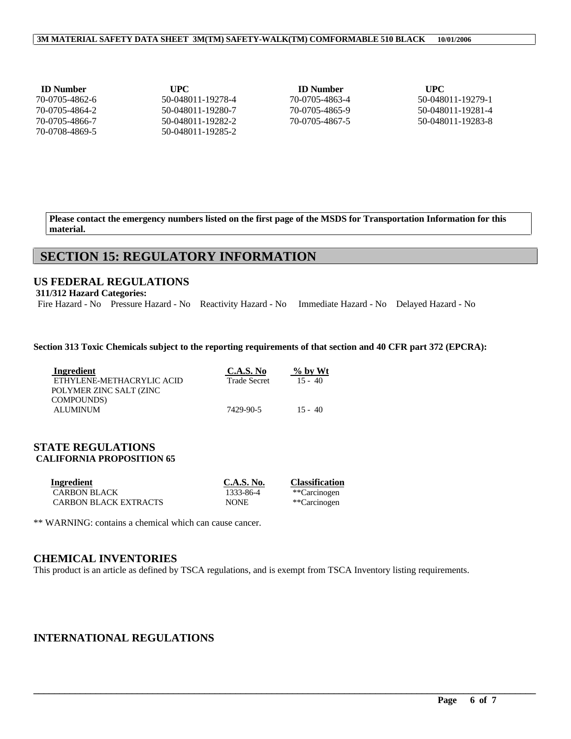| ID Number | UPC | ID Number | UPC |
|---|---|---|---|
| 70-0705-4862-6 | 50-048011-19278-4 | 70-0705-4863-4 | 50-048011-19279-1 |
| 70-0705-4864-2 | 50-048011-19280-7 | 70-0705-4865-9 | 50-048011-19281-4 |
| 70-0705-4866-7 | 50-048011-19282-2 | 70-0705-4867-5 | 50-048011-19283-8 |
| 70-0708-4869-5 | 50-048011-19285-2 | | |

**Please contact the emergency numbers listed on the first page of the MSDS for Transportation Information for this material.**

## SECTION 15: REGULATORY INFORMATION

### US FEDERAL REGULATIONS

**311/312 Hazard Categories:**

Fire Hazard - No Pressure Hazard - No Reactivity Hazard - No Immediate Hazard - No Delayed Hazard - No

**Section 313 Toxic Chemicals subject to the reporting requirements of that section and 40 CFR part 372 (EPCRA):**

| Ingredient | C.A.S. No | % by Wt |
|---|---|---|
| ETHYLENE-METHACRYLIC ACID POLYMER ZINC SALT (ZINC COMPOUNDS) | Trade Secret | 15 - 40 |
| ALUMINUM | 7429-90-5 | 15 - 40 |

### STATE REGULATIONS

**CALIFORNIA PROPOSITION 65**

| Ingredient | C.A.S. No. | Classification |
|---|---|---|
| CARBON BLACK | 1333-86-4 | **Carcinogen |
| CARBON BLACK EXTRACTS | NONE | **Carcinogen |

** WARNING: contains a chemical which can cause cancer.

### CHEMICAL INVENTORIES

This product is an article as defined by TSCA regulations, and is exempt from TSCA Inventory listing requirements.

### INTERNATIONAL REGULATIONS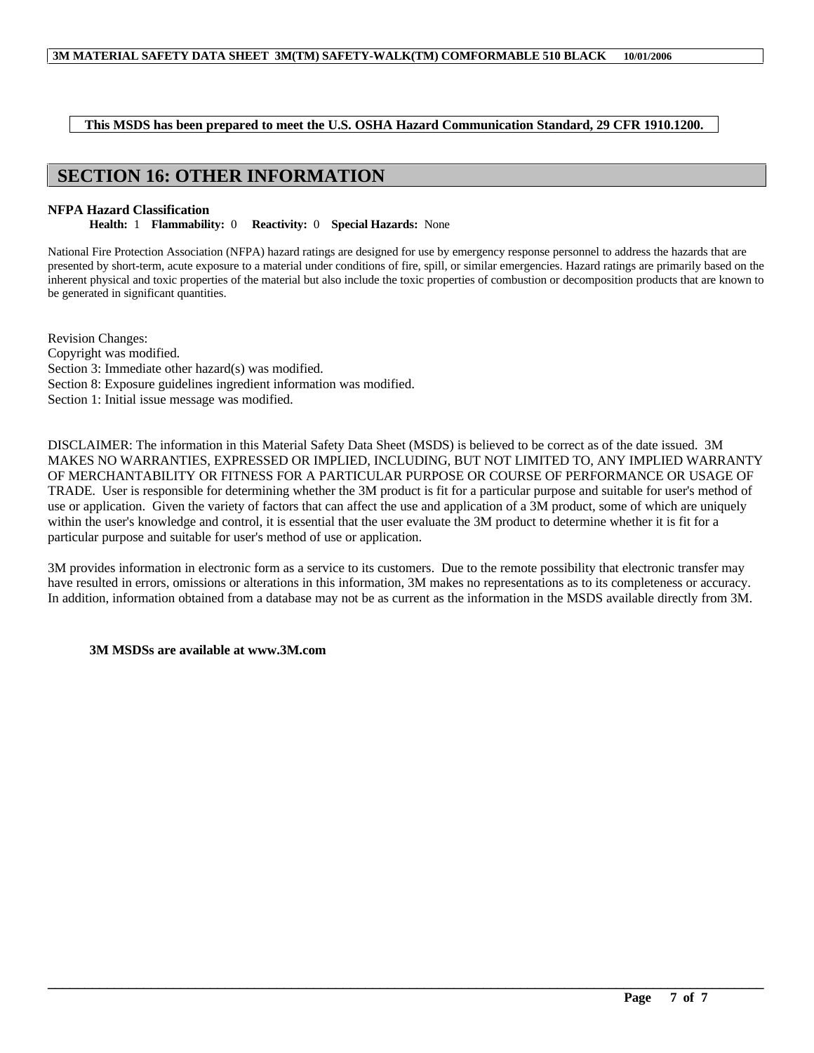This MSDS has been prepared to meet the U.S. OSHA Hazard Communication Standard, 29 CFR 1910.1200.

# SECTION 16: OTHER INFORMATION

**NFPA Hazard Classification**

**Health:** 1 **Flammability:** 0 **Reactivity:** 0 **Special Hazards:** None

National Fire Protection Association (NFPA) hazard ratings are designed for use by emergency response personnel to address the hazards that are presented by short-term, acute exposure to a material under conditions of fire, spill, or similar emergencies. Hazard ratings are primarily based on the inherent physical and toxic properties of the material but also include the toxic properties of combustion or decomposition products that are known to be generated in significant quantities.

Revision Changes:
Copyright was modified.
Section 3: Immediate other hazard(s) was modified.
Section 8: Exposure guidelines ingredient information was modified.
Section 1: Initial issue message was modified.

DISCLAIMER: The information in this Material Safety Data Sheet (MSDS) is believed to be correct as of the date issued. 3M MAKES NO WARRANTIES, EXPRESSED OR IMPLIED, INCLUDING, BUT NOT LIMITED TO, ANY IMPLIED WARRANTY OF MERCHANTABILITY OR FITNESS FOR A PARTICULAR PURPOSE OR COURSE OF PERFORMANCE OR USAGE OF TRADE. User is responsible for determining whether the 3M product is fit for a particular purpose and suitable for user's method of use or application. Given the variety of factors that can affect the use and application of a 3M product, some of which are uniquely within the user's knowledge and control, it is essential that the user evaluate the 3M product to determine whether it is fit for a particular purpose and suitable for user's method of use or application.

3M provides information in electronic form as a service to its customers. Due to the remote possibility that electronic transfer may have resulted in errors, omissions or alterations in this information, 3M makes no representations as to its completeness or accuracy. In addition, information obtained from a database may not be as current as the information in the MSDS available directly from 3M.

**3M MSDSs are available at www.3M.com**